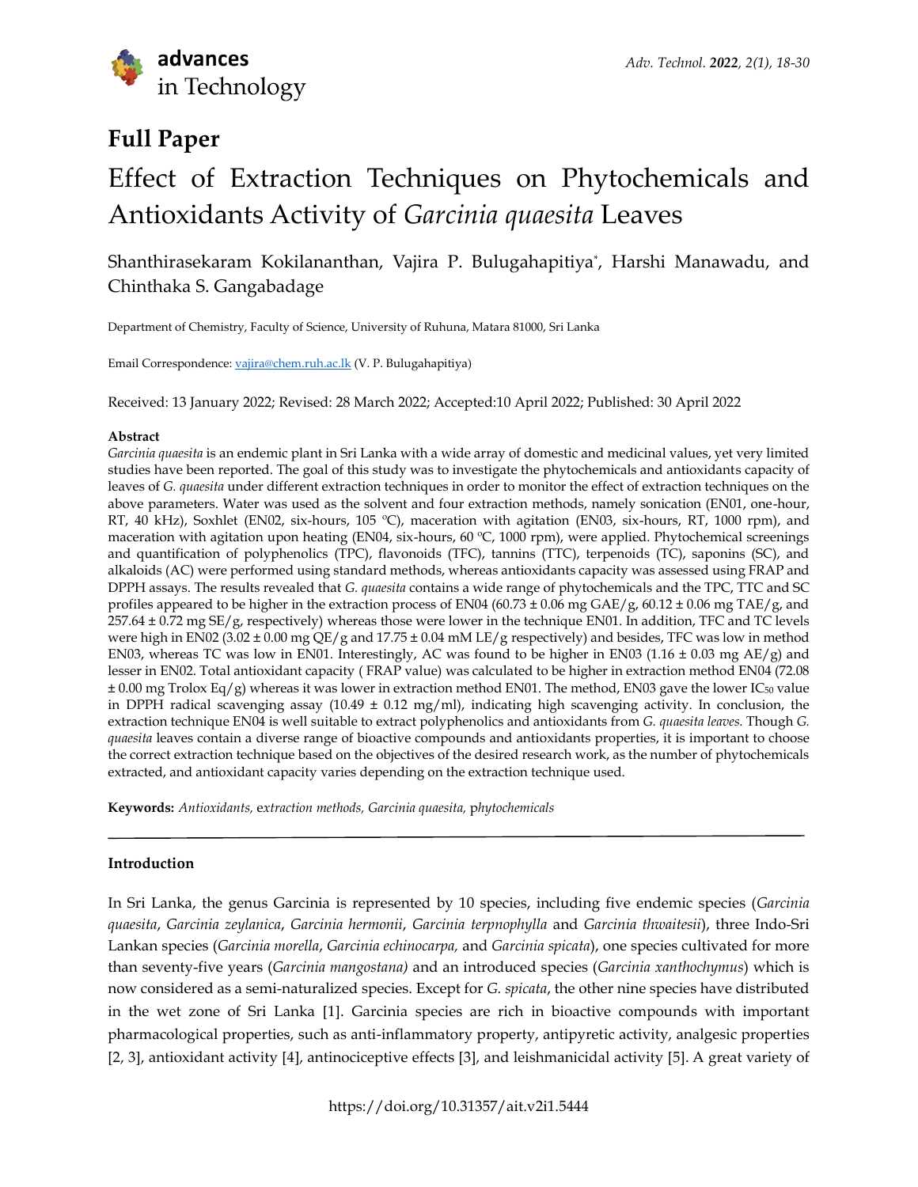## Full Paper

# Effect of Extraction Techniques on Phytochemicals and Antioxidants Activity of *Garcinia quaesita* Leaves

Shanthirasekaram Kokilananthan, Vajira P. Bulugahapitiya*, Harshi Manawadu, and Chinthaka S. Gangabadage

Department of Chemistry, Faculty of Science, University of Ruhuna, Matara 81000, Sri Lanka

Email Correspondence: vajira@chem.ruh.ac.lk (V. P. Bulugahapitiya)

Received: 13 January 2022; Revised: 28 March 2022; Accepted:10 April 2022; Published: 30 April 2022

### Abstract

*Garcinia quaesita* is an endemic plant in Sri Lanka with a wide array of domestic and medicinal values, yet very limited studies have been reported. The goal of this study was to investigate the phytochemicals and antioxidants capacity of leaves of *G. quaesita* under different extraction techniques in order to monitor the effect of extraction techniques on the above parameters. Water was used as the solvent and four extraction methods, namely sonication (EN01, one-hour, RT, 40 kHz), Soxhlet (EN02, six-hours, 105 ºC), maceration with agitation (EN03, six-hours, RT, 1000 rpm), and maceration with agitation upon heating (EN04, six-hours, 60 ºC, 1000 rpm), were applied. Phytochemical screenings and quantification of polyphenolics (TPC), flavonoids (TFC), tannins (TTC), terpenoids (TC), saponins (SC), and alkaloids (AC) were performed using standard methods, whereas antioxidants capacity was assessed using FRAP and DPPH assays. The results revealed that *G. quaesita* contains a wide range of phytochemicals and the TPC, TTC and SC profiles appeared to be higher in the extraction process of EN04 (60.73 ± 0.06 mg GAE/g, 60.12 ± 0.06 mg TAE/g, and 257.64 ± 0.72 mg SE/g, respectively) whereas those were lower in the technique EN01. In addition, TFC and TC levels were high in EN02 (3.02 ± 0.00 mg QE/g and 17.75 ± 0.04 mM LE/g respectively) and besides, TFC was low in method EN03, whereas TC was low in EN01. Interestingly, AC was found to be higher in EN03 (1.16 ± 0.03 mg AE/g) and lesser in EN02. Total antioxidant capacity ( FRAP value) was calculated to be higher in extraction method EN04 (72.08 ± 0.00 mg Trolox Eq/g) whereas it was lower in extraction method EN01. The method, EN03 gave the lower $IC_{50}$ value in DPPH radical scavenging assay (10.49 ± 0.12 mg/ml), indicating high scavenging activity. In conclusion, the extraction technique EN04 is well suitable to extract polyphenolics and antioxidants from *G. quaesita leaves.* Though *G. quaesita* leaves contain a diverse range of bioactive compounds and antioxidants properties, it is important to choose the correct extraction technique based on the objectives of the desired research work, as the number of phytochemicals extracted, and antioxidant capacity varies depending on the extraction technique used.

**Keywords:** *Antioxidants, extraction methods, Garcinia quaesita, phytochemicals*

---

## Introduction

In Sri Lanka, the genus Garcinia is represented by 10 species, including five endemic species (*Garcinia quaesita*, *Garcinia zeylanica*, *Garcinia hermonii*, *Garcinia terpnophylla* and *Garcinia thwaitesii*), three Indo-Sri Lankan species (*Garcinia morella*, *Garcinia echinocarpa,* and *Garcinia spicata*), one species cultivated for more than seventy-five years (*Garcinia mangostana)* and an introduced species (*Garcinia xanthochymus*) which is now considered as a semi-naturalized species. Except for *G. spicata*, the other nine species have distributed in the wet zone of Sri Lanka [1]. Garcinia species are rich in bioactive compounds with important pharmacological properties, such as anti-inflammatory property, antipyretic activity, analgesic properties [2, 3], antioxidant activity [4], antinociceptive effects [3], and leishmanicidal activity [5]. A great variety of

https://doi.org/10.31357/ait.v2i1.5444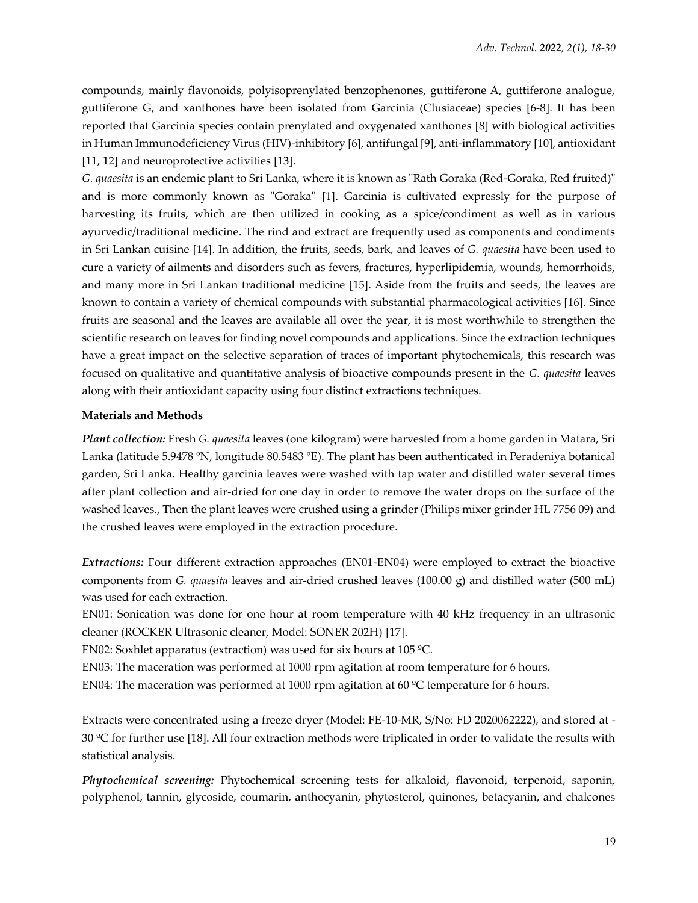compounds, mainly flavonoids, polyisoprenylated benzophenones, guttiferone A, guttiferone analogue, guttiferone G, and xanthones have been isolated from Garcinia (Clusiaceae) species [6-8]. It has been reported that Garcinia species contain prenylated and oxygenated xanthones [8] with biological activities in Human Immunodeficiency Virus (HIV)-inhibitory [6], antifungal [9], anti-inflammatory [10], antioxidant [11, 12] and neuroprotective activities [13].

*G. quaesita* is an endemic plant to Sri Lanka, where it is known as "Rath Goraka (Red-Goraka, Red fruited)" and is more commonly known as "Goraka" [1]. Garcinia is cultivated expressly for the purpose of harvesting its fruits, which are then utilized in cooking as a spice/condiment as well as in various ayurvedic/traditional medicine. The rind and extract are frequently used as components and condiments in Sri Lankan cuisine [14]. In addition, the fruits, seeds, bark, and leaves of *G. quaesita* have been used to cure a variety of ailments and disorders such as fevers, fractures, hyperlipidemia, wounds, hemorrhoids, and many more in Sri Lankan traditional medicine [15]. Aside from the fruits and seeds, the leaves are known to contain a variety of chemical compounds with substantial pharmacological activities [16]. Since fruits are seasonal and the leaves are available all over the year, it is most worthwhile to strengthen the scientific research on leaves for finding novel compounds and applications. Since the extraction techniques have a great impact on the selective separation of traces of important phytochemicals, this research was focused on qualitative and quantitative analysis of bioactive compounds present in the *G. quaesita* leaves along with their antioxidant capacity using four distinct extractions techniques.

**Materials and Methods**

***Plant collection:*** Fresh *G. quaesita* leaves (one kilogram) were harvested from a home garden in Matara, Sri Lanka (latitude 5.9478 ºN, longitude 80.5483 ºE). The plant has been authenticated in Peradeniya botanical garden, Sri Lanka. Healthy garcinia leaves were washed with tap water and distilled water several times after plant collection and air-dried for one day in order to remove the water drops on the surface of the washed leaves., Then the plant leaves were crushed using a grinder (Philips mixer grinder HL 7756 09) and the crushed leaves were employed in the extraction procedure.

***Extractions:*** Four different extraction approaches (EN01-EN04) were employed to extract the bioactive components from *G. quaesita* leaves and air-dried crushed leaves (100.00 g) and distilled water (500 mL) was used for each extraction.

EN01: Sonication was done for one hour at room temperature with 40 kHz frequency in an ultrasonic cleaner (ROCKER Ultrasonic cleaner, Model: SONER 202H) [17].

EN02: Soxhlet apparatus (extraction) was used for six hours at 105 ºC.

EN03: The maceration was performed at 1000 rpm agitation at room temperature for 6 hours.

EN04: The maceration was performed at 1000 rpm agitation at 60 ºC temperature for 6 hours.

Extracts were concentrated using a freeze dryer (Model: FE-10-MR, S/No: FD 2020062222), and stored at -30 ºC for further use [18]. All four extraction methods were triplicated in order to validate the results with statistical analysis.

***Phytochemical screening:*** Phytochemical screening tests for alkaloid, flavonoid, terpenoid, saponin, polyphenol, tannin, glycoside, coumarin, anthocyanin, phytosterol, quinones, betacyanin, and chalcones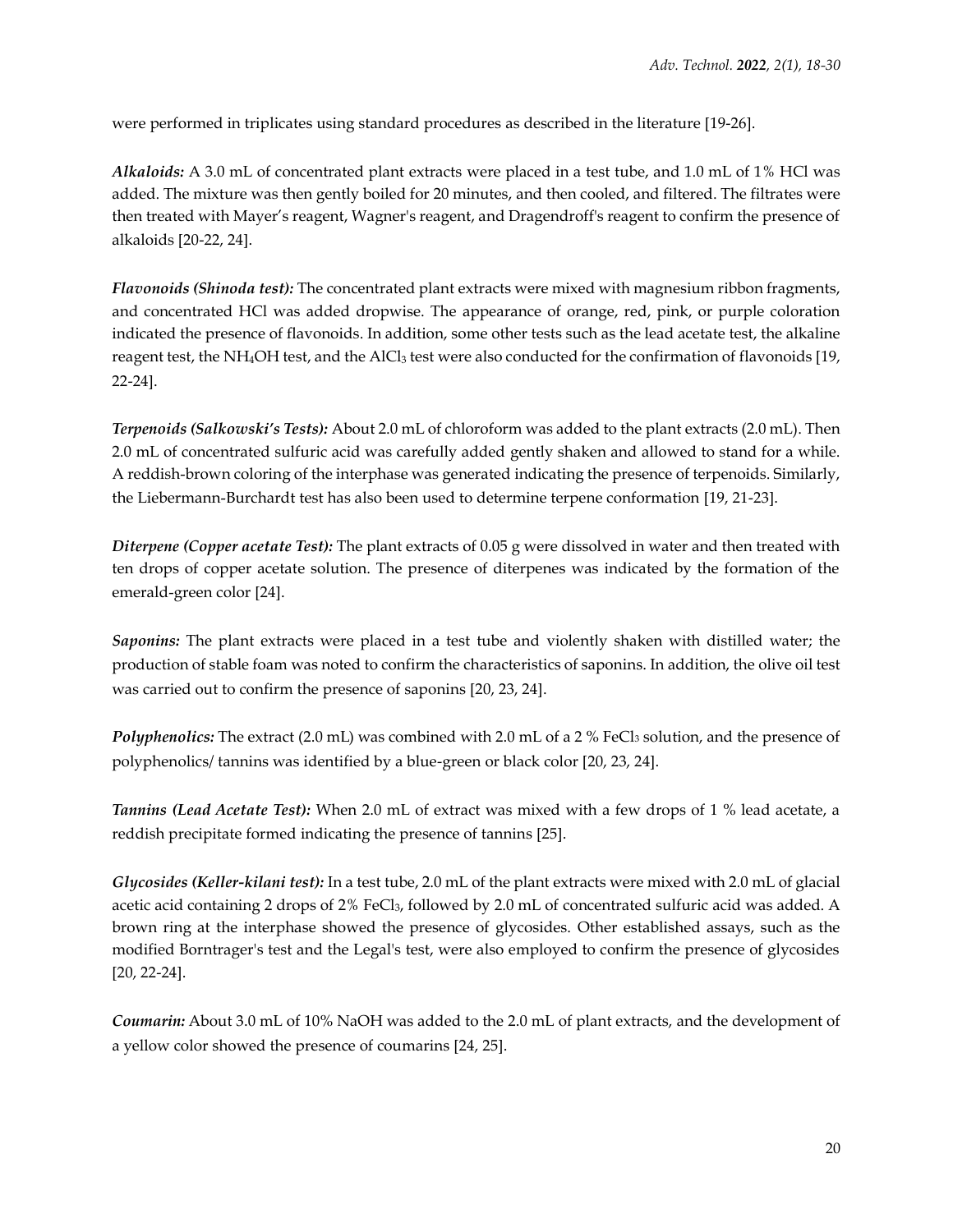were performed in triplicates using standard procedures as described in the literature [19-26].

***Alkaloids:*** A 3.0 mL of concentrated plant extracts were placed in a test tube, and 1.0 mL of 1% HCl was added. The mixture was then gently boiled for 20 minutes, and then cooled, and filtered. The filtrates were then treated with Mayer's reagent, Wagner's reagent, and Dragendroff's reagent to confirm the presence of alkaloids [20-22, 24].

***Flavonoids (Shinoda test):*** The concentrated plant extracts were mixed with magnesium ribbon fragments, and concentrated HCl was added dropwise. The appearance of orange, red, pink, or purple coloration indicated the presence of flavonoids. In addition, some other tests such as the lead acetate test, the alkaline reagent test, the $NH_4OH$ test, and the $AlCl_3$ test were also conducted for the confirmation of flavonoids [19, 22-24].

***Terpenoids (Salkowski's Tests):*** About 2.0 mL of chloroform was added to the plant extracts (2.0 mL). Then 2.0 mL of concentrated sulfuric acid was carefully added gently shaken and allowed to stand for a while. A reddish-brown coloring of the interphase was generated indicating the presence of terpenoids. Similarly, the Liebermann-Burchardt test has also been used to determine terpene conformation [19, 21-23].

***Diterpene (Copper acetate Test):*** The plant extracts of 0.05 g were dissolved in water and then treated with ten drops of copper acetate solution. The presence of diterpenes was indicated by the formation of the emerald-green color [24].

***Saponins:*** The plant extracts were placed in a test tube and violently shaken with distilled water; the production of stable foam was noted to confirm the characteristics of saponins. In addition, the olive oil test was carried out to confirm the presence of saponins [20, 23, 24].

***Polyphenolics:*** The extract (2.0 mL) was combined with 2.0 mL of a 2 % $FeCl_3$ solution, and the presence of polyphenolics/ tannins was identified by a blue-green or black color [20, 23, 24].

***Tannins (Lead Acetate Test):*** When 2.0 mL of extract was mixed with a few drops of 1 % lead acetate, a reddish precipitate formed indicating the presence of tannins [25].

***Glycosides (Keller-kilani test):*** In a test tube, 2.0 mL of the plant extracts were mixed with 2.0 mL of glacial acetic acid containing 2 drops of 2% $FeCl_3$, followed by 2.0 mL of concentrated sulfuric acid was added. A brown ring at the interphase showed the presence of glycosides. Other established assays, such as the modified Borntrager's test and the Legal's test, were also employed to confirm the presence of glycosides [20, 22-24].

***Coumarin:*** About 3.0 mL of 10% NaOH was added to the 2.0 mL of plant extracts, and the development of a yellow color showed the presence of coumarins [24, 25].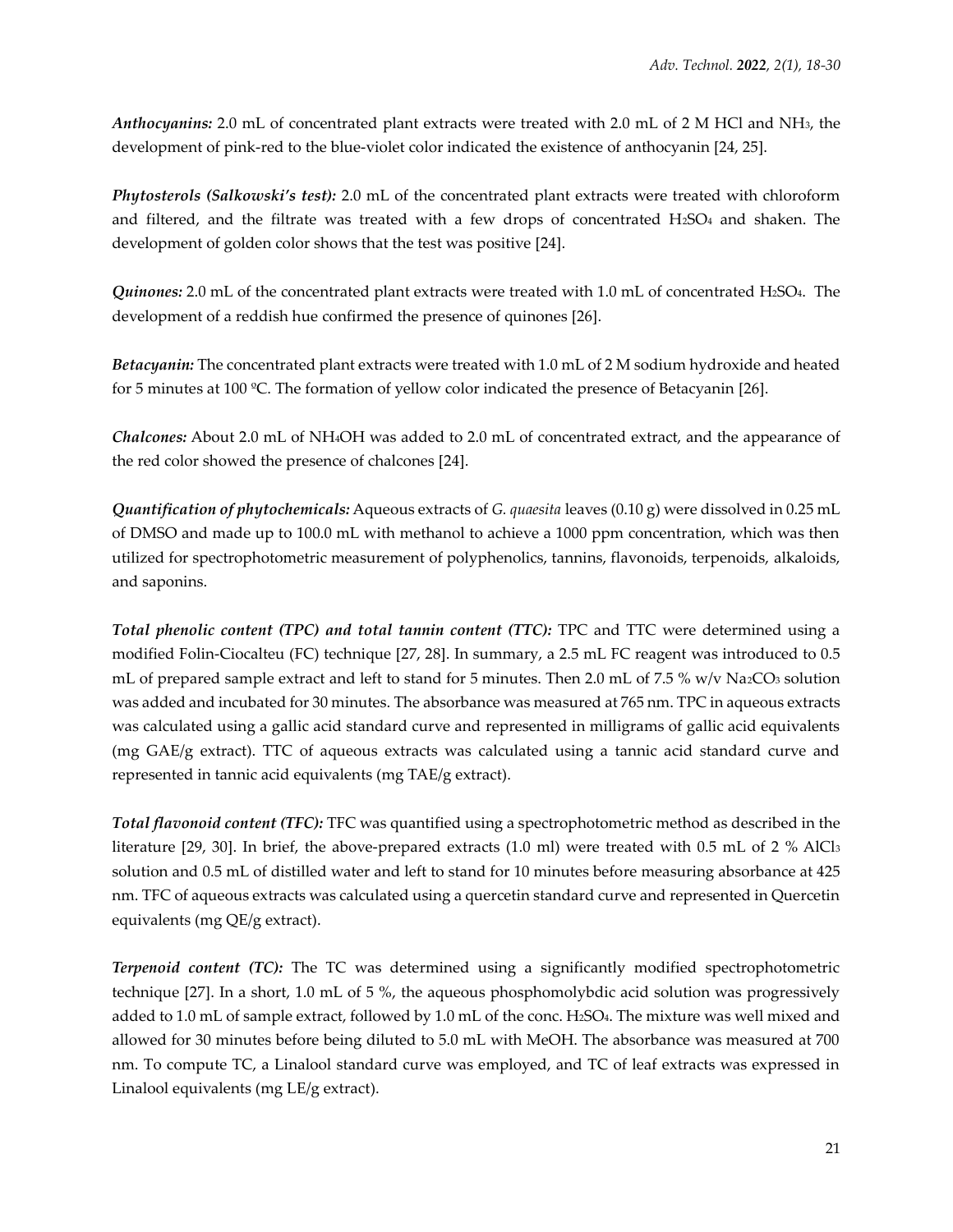***Anthocyanins:*** 2.0 mL of concentrated plant extracts were treated with 2.0 mL of 2 M HCl and $NH_3$, the development of pink-red to the blue-violet color indicated the existence of anthocyanin [24, 25].

***Phytosterols (Salkowski's test):*** 2.0 mL of the concentrated plant extracts were treated with chloroform and filtered, and the filtrate was treated with a few drops of concentrated $H_2SO_4$ and shaken. The development of golden color shows that the test was positive [24].

***Quinones:*** 2.0 mL of the concentrated plant extracts were treated with 1.0 mL of concentrated $H_2SO_4$. The development of a reddish hue confirmed the presence of quinones [26].

***Betacyanin:*** The concentrated plant extracts were treated with 1.0 mL of 2 M sodium hydroxide and heated for 5 minutes at 100 ºC. The formation of yellow color indicated the presence of Betacyanin [26].

***Chalcones:*** About 2.0 mL of $NH_4OH$ was added to 2.0 mL of concentrated extract, and the appearance of the red color showed the presence of chalcones [24].

***Quantification of phytochemicals:*** Aqueous extracts of *G. quaesita* leaves (0.10 g) were dissolved in 0.25 mL of DMSO and made up to 100.0 mL with methanol to achieve a 1000 ppm concentration, which was then utilized for spectrophotometric measurement of polyphenolics, tannins, flavonoids, terpenoids, alkaloids, and saponins.

***Total phenolic content (TPC) and total tannin content (TTC):*** TPC and TTC were determined using a modified Folin-Ciocalteu (FC) technique [27, 28]. In summary, a 2.5 mL FC reagent was introduced to 0.5 mL of prepared sample extract and left to stand for 5 minutes. Then 2.0 mL of 7.5 % w/v $Na_2CO_3$ solution was added and incubated for 30 minutes. The absorbance was measured at 765 nm. TPC in aqueous extracts was calculated using a gallic acid standard curve and represented in milligrams of gallic acid equivalents (mg GAE/g extract). TTC of aqueous extracts was calculated using a tannic acid standard curve and represented in tannic acid equivalents (mg TAE/g extract).

***Total flavonoid content (TFC):*** TFC was quantified using a spectrophotometric method as described in the literature [29, 30]. In brief, the above-prepared extracts (1.0 ml) were treated with 0.5 mL of 2 % $AlCl_3$ solution and 0.5 mL of distilled water and left to stand for 10 minutes before measuring absorbance at 425 nm. TFC of aqueous extracts was calculated using a quercetin standard curve and represented in Quercetin equivalents (mg QE/g extract).

***Terpenoid content (TC):*** The TC was determined using a significantly modified spectrophotometric technique [27]. In a short, 1.0 mL of 5 %, the aqueous phosphomolybdic acid solution was progressively added to 1.0 mL of sample extract, followed by 1.0 mL of the conc. $H_2SO_4$. The mixture was well mixed and allowed for 30 minutes before being diluted to 5.0 mL with MeOH. The absorbance was measured at 700 nm. To compute TC, a Linalool standard curve was employed, and TC of leaf extracts was expressed in Linalool equivalents (mg LE/g extract).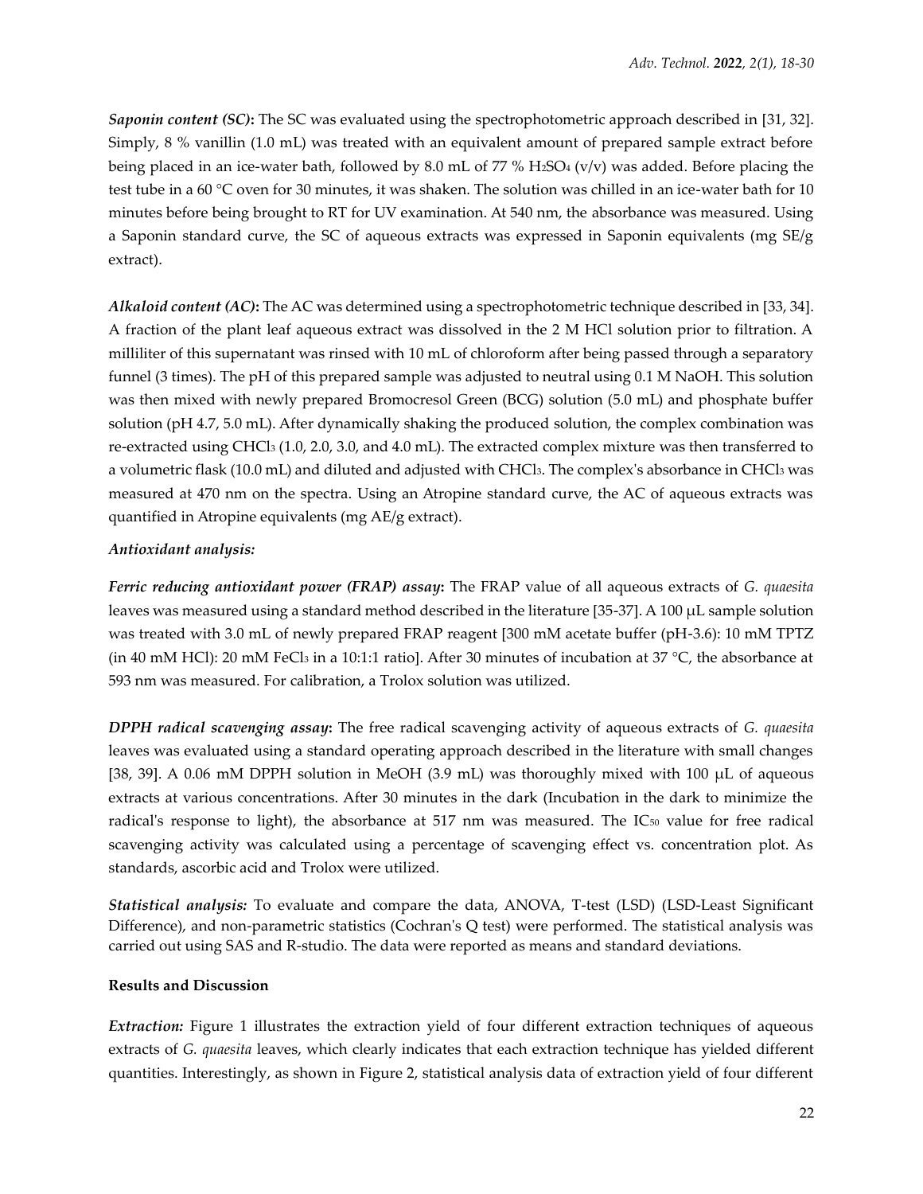***Saponin content (SC)*:** The SC was evaluated using the spectrophotometric approach described in [31, 32]. Simply, 8 % vanillin (1.0 mL) was treated with an equivalent amount of prepared sample extract before being placed in an ice-water bath, followed by 8.0 mL of 77 % $H_2SO_4$ (v/v) was added. Before placing the test tube in a 60 °C oven for 30 minutes, it was shaken. The solution was chilled in an ice-water bath for 10 minutes before being brought to RT for UV examination. At 540 nm, the absorbance was measured. Using a Saponin standard curve, the SC of aqueous extracts was expressed in Saponin equivalents (mg SE/g extract).

***Alkaloid content (AC)*:** The AC was determined using a spectrophotometric technique described in [33, 34]. A fraction of the plant leaf aqueous extract was dissolved in the 2 M HCl solution prior to filtration. A milliliter of this supernatant was rinsed with 10 mL of chloroform after being passed through a separatory funnel (3 times). The pH of this prepared sample was adjusted to neutral using 0.1 M NaOH. This solution was then mixed with newly prepared Bromocresol Green (BCG) solution (5.0 mL) and phosphate buffer solution (pH 4.7, 5.0 mL). After dynamically shaking the produced solution, the complex combination was re-extracted using $CHCl_3$ (1.0, 2.0, 3.0, and 4.0 mL). The extracted complex mixture was then transferred to a volumetric flask (10.0 mL) and diluted and adjusted with $CHCl_3$. The complex's absorbance in $CHCl_3$ was measured at 470 nm on the spectra. Using an Atropine standard curve, the AC of aqueous extracts was quantified in Atropine equivalents (mg AE/g extract).

*Antioxidant analysis:*

***Ferric reducing antioxidant power (FRAP) assay*:** The FRAP value of all aqueous extracts of *G. quaesita* leaves was measured using a standard method described in the literature [35-37]. A 100 μL sample solution was treated with 3.0 mL of newly prepared FRAP reagent [300 mM acetate buffer (pH-3.6): 10 mM TPTZ (in 40 mM HCl): 20 mM $FeCl_3$ in a 10:1:1 ratio]. After 30 minutes of incubation at 37 °C, the absorbance at 593 nm was measured. For calibration, a Trolox solution was utilized.

***DPPH radical scavenging assay*:** The free radical scavenging activity of aqueous extracts of *G. quaesita* leaves was evaluated using a standard operating approach described in the literature with small changes [38, 39]. A 0.06 mM DPPH solution in MeOH (3.9 mL) was thoroughly mixed with 100 μL of aqueous extracts at various concentrations. After 30 minutes in the dark (Incubation in the dark to minimize the radical's response to light), the absorbance at 517 nm was measured. The $IC_{50}$ value for free radical scavenging activity was calculated using a percentage of scavenging effect vs. concentration plot. As standards, ascorbic acid and Trolox were utilized.

***Statistical analysis:*** To evaluate and compare the data, ANOVA, T-test (LSD) (LSD-Least Significant Difference), and non-parametric statistics (Cochran's Q test) were performed. The statistical analysis was carried out using SAS and R-studio. The data were reported as means and standard deviations.

**Results and Discussion**

***Extraction:*** Figure 1 illustrates the extraction yield of four different extraction techniques of aqueous extracts of *G. quaesita* leaves, which clearly indicates that each extraction technique has yielded different quantities. Interestingly, as shown in Figure 2, statistical analysis data of extraction yield of four different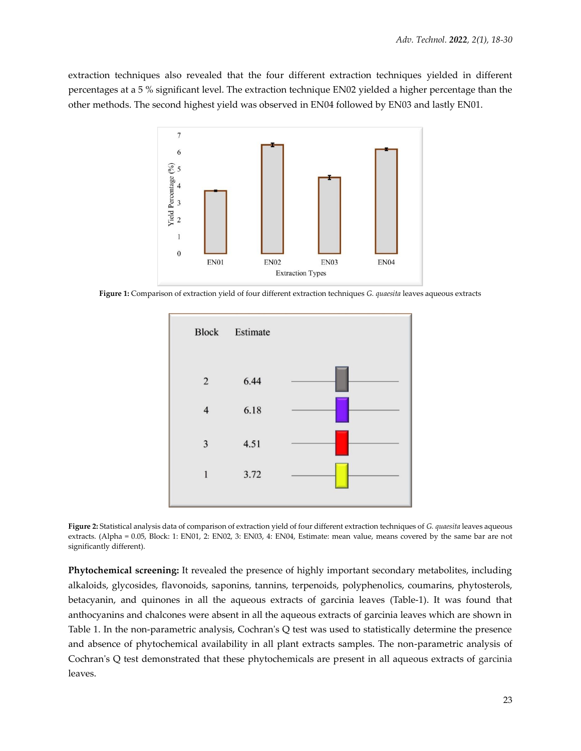extraction techniques also revealed that the four different extraction techniques yielded in different percentages at a 5 % significant level. The extraction technique EN02 yielded a higher percentage than the other methods. The second highest yield was observed in EN04 followed by EN03 and lastly EN01.

**Figure 1:** Comparison of extraction yield of four different extraction techniques *G. quaesita* leaves aqueous extracts

| Block | Estimate |
|---|---|
| 2 | 6.44 |
| 4 | 6.18 |
| 3 | 4.51 |
| 1 | 3.72 |

**Figure 2:** Statistical analysis data of comparison of extraction yield of four different extraction techniques of *G. quaesita* leaves aqueous extracts. (Alpha = 0.05, Block: 1: EN01, 2: EN02, 3: EN03, 4: EN04, Estimate: mean value, means covered by the same bar are not significantly different).

**Phytochemical screening:** It revealed the presence of highly important secondary metabolites, including alkaloids, glycosides, flavonoids, saponins, tannins, terpenoids, polyphenolics, coumarins, phytosterols, betacyanin, and quinones in all the aqueous extracts of garcinia leaves (Table-1). It was found that anthocyanins and chalcones were absent in all the aqueous extracts of garcinia leaves which are shown in Table 1. In the non-parametric analysis, Cochran's Q test was used to statistically determine the presence and absence of phytochemical availability in all plant extracts samples. The non-parametric analysis of Cochran's Q test demonstrated that these phytochemicals are present in all aqueous extracts of garcinia leaves.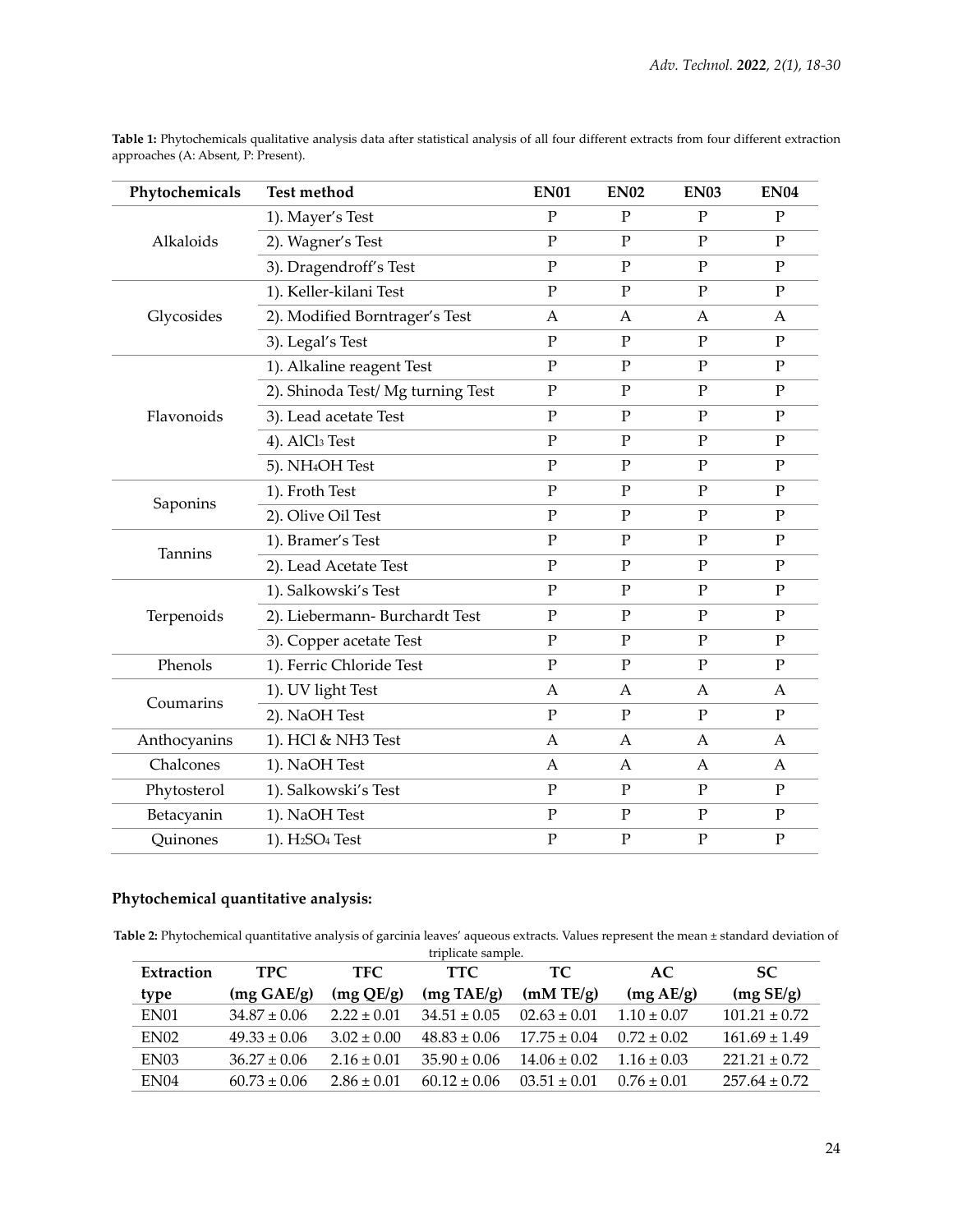**Table 1:** Phytochemicals qualitative analysis data after statistical analysis of all four different extracts from four different extraction approaches (A: Absent, P: Present).

| Phytochemicals | Test method | EN01 | EN02 | EN03 | EN04 |
|---|---|---|---|---|---|
| Alkaloids | 1). Mayer's Test | P | P | P | P |
| | 2). Wagner's Test | P | P | P | P |
| | 3). Dragendorff's Test | P | P | P | P |
| Glycosides | 1). Keller-kilani Test | P | P | P | P |
| | 2). Modified Borntrager's Test | A | A | A | A |
| | 3). Legal's Test | P | P | P | P |
| Flavonoids | 1). Alkaline reagent Test | P | P | P | P |
| | 2). Shinoda Test/ Mg turning Test | P | P | P | P |
| | 3). Lead acetate Test | P | P | P | P |
| | 4). $AlCl_3$ Test | P | P | P | P |
| | 5). $NH_4OH$ Test | P | P | P | P |
| Saponins | 1). Froth Test | P | P | P | P |
| | 2). Olive Oil Test | P | P | P | P |
| Tannins | 1). Bramer's Test | P | P | P | P |
| | 2). Lead Acetate Test | P | P | P | P |
| Terpenoids | 1). Salkowski's Test | P | P | P | P |
| | 2). Liebermann- Burchardt Test | P | P | P | P |
| | 3). Copper acetate Test | P | P | P | P |
| Phenols | 1). Ferric Chloride Test | P | P | P | P |
| Coumarins | 1). UV light Test | A | A | A | A |
| | 2). NaOH Test | P | P | P | P |
| Anthocyanins | 1). HCl & NH3 Test | A | A | A | A |
| Chalcones | 1). NaOH Test | A | A | A | A |
| Phytosterol | 1). Salkowski's Test | P | P | P | P |
| Betacyanin | 1). NaOH Test | P | P | P | P |
| Quinones | 1). $H_2SO_4$ Test | P | P | P | P |

## Phytochemical quantitative analysis:

**Table 2:** Phytochemical quantitative analysis of garcinia leaves' aqueous extracts. Values represent the mean ± standard deviation of triplicate sample.

| Extraction type | TPC (mg GAE/g) | TFC (mg QE/g) | TTC (mg TAE/g) | TC (mM TE/g) | AC (mg AE/g) | SC (mg SE/g) |
|---|---|---|---|---|---|---|
| EN01 | 34.87 ± 0.06 | 2.22 ± 0.01 | 34.51 ± 0.05 | 02.63 ± 0.01 | 1.10 ± 0.07 | 101.21 ± 0.72 |
| EN02 | 49.33 ± 0.06 | 3.02 ± 0.00 | 48.83 ± 0.06 | 17.75 ± 0.04 | 0.72 ± 0.02 | 161.69 ± 1.49 |
| EN03 | 36.27 ± 0.06 | 2.16 ± 0.01 | 35.90 ± 0.06 | 14.06 ± 0.02 | 1.16 ± 0.03 | 221.21 ± 0.72 |
| EN04 | 60.73 ± 0.06 | 2.86 ± 0.01 | 60.12 ± 0.06 | 03.51 ± 0.01 | 0.76 ± 0.01 | 257.64 ± 0.72 |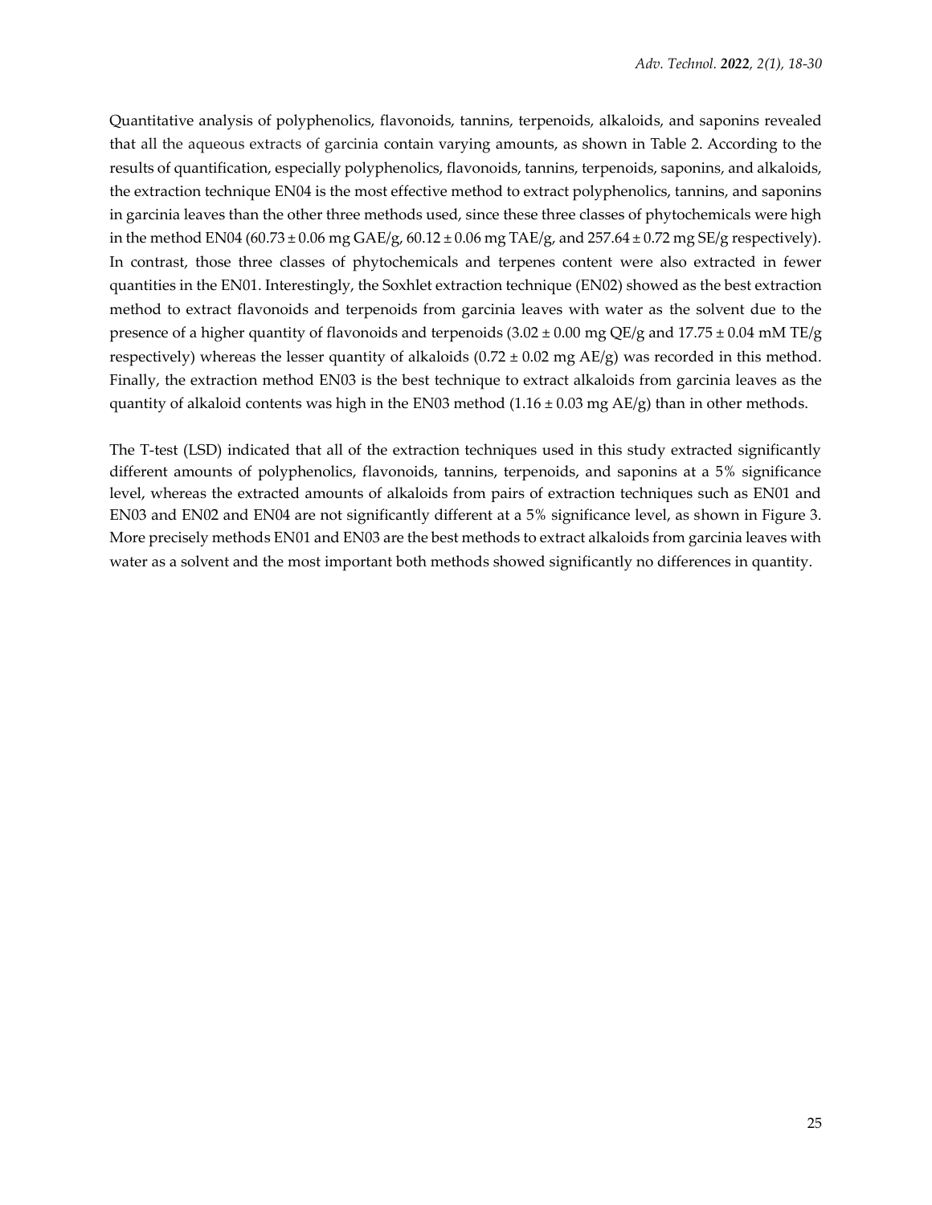Quantitative analysis of polyphenolics, flavonoids, tannins, terpenoids, alkaloids, and saponins revealed that all the aqueous extracts of garcinia contain varying amounts, as shown in Table 2. According to the results of quantification, especially polyphenolics, flavonoids, tannins, terpenoids, saponins, and alkaloids, the extraction technique EN04 is the most effective method to extract polyphenolics, tannins, and saponins in garcinia leaves than the other three methods used, since these three classes of phytochemicals were high in the method EN04 (60.73 ± 0.06 mg GAE/g, 60.12 ± 0.06 mg TAE/g, and 257.64 ± 0.72 mg SE/g respectively). In contrast, those three classes of phytochemicals and terpenes content were also extracted in fewer quantities in the EN01. Interestingly, the Soxhlet extraction technique (EN02) showed as the best extraction method to extract flavonoids and terpenoids from garcinia leaves with water as the solvent due to the presence of a higher quantity of flavonoids and terpenoids (3.02 ± 0.00 mg QE/g and 17.75 ± 0.04 mM TE/g respectively) whereas the lesser quantity of alkaloids (0.72 ± 0.02 mg AE/g) was recorded in this method. Finally, the extraction method EN03 is the best technique to extract alkaloids from garcinia leaves as the quantity of alkaloid contents was high in the EN03 method (1.16 ± 0.03 mg AE/g) than in other methods.

The T-test (LSD) indicated that all of the extraction techniques used in this study extracted significantly different amounts of polyphenolics, flavonoids, tannins, terpenoids, and saponins at a 5% significance level, whereas the extracted amounts of alkaloids from pairs of extraction techniques such as EN01 and EN03 and EN02 and EN04 are not significantly different at a 5% significance level, as shown in Figure 3. More precisely methods EN01 and EN03 are the best methods to extract alkaloids from garcinia leaves with water as a solvent and the most important both methods showed significantly no differences in quantity.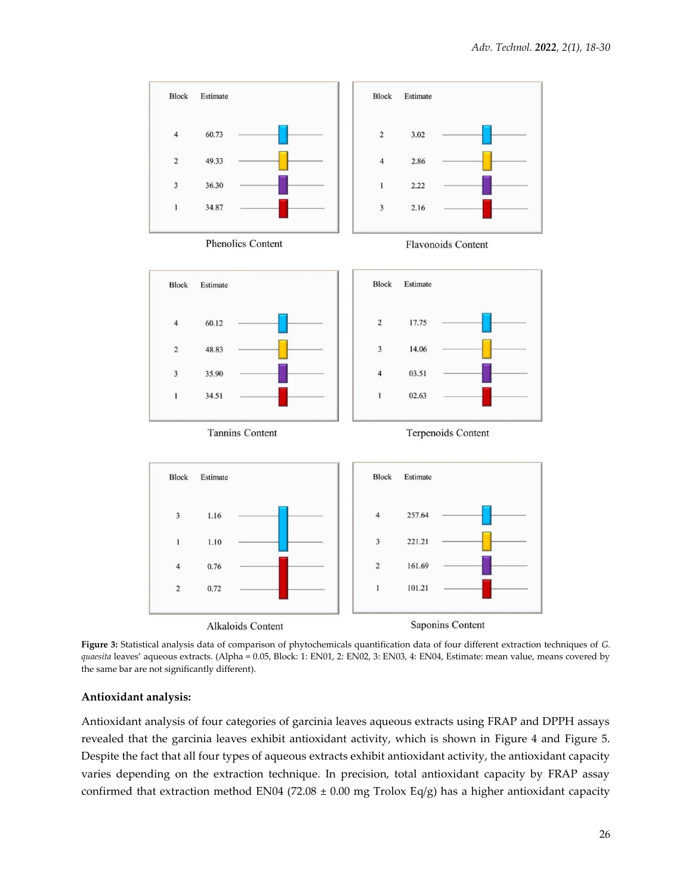**Phenolics Content**

| Block | Estimate |
| --- | --- |
| 4 | 60.73 |
| 2 | 49.33 |
| 3 | 36.30 |
| 1 | 34.87 |

**Flavonoids Content**

| Block | Estimate |
| --- | --- |
| 2 | 3.02 |
| 4 | 2.86 |
| 1 | 2.22 |
| 3 | 2.16 |

**Tannins Content**

| Block | Estimate |
| --- | --- |
| 4 | 60.12 |
| 2 | 48.83 |
| 3 | 35.90 |
| 1 | 34.51 |

**Terpenoids Content**

| Block | Estimate |
| --- | --- |
| 2 | 17.75 |
| 3 | 14.06 |
| 4 | 03.51 |
| 1 | 02.63 |

**Alkaloids Content**

| Block | Estimate |
| --- | --- |
| 3 | 1.16 |
| 1 | 1.10 |
| 4 | 0.76 |
| 2 | 0.72 |

**Saponins Content**

| Block | Estimate |
| --- | --- |
| 4 | 257.64 |
| 3 | 221.21 |
| 2 | 161.69 |
| 1 | 101.21 |

**Figure 3:** Statistical analysis data of comparison of phytochemicals quantification data of four different extraction techniques of *G. quaesita* leaves' aqueous extracts. (Alpha = 0.05, Block: 1: EN01, 2: EN02, 3: EN03, 4: EN04, Estimate: mean value, means covered by the same bar are not significantly different).

### Antioxidant analysis:

Antioxidant analysis of four categories of garcinia leaves aqueous extracts using FRAP and DPPH assays revealed that the garcinia leaves exhibit antioxidant activity, which is shown in Figure 4 and Figure 5. Despite the fact that all four types of aqueous extracts exhibit antioxidant activity, the antioxidant capacity varies depending on the extraction technique. In precision, total antioxidant capacity by FRAP assay confirmed that extraction method EN04 (72.08 ± 0.00 mg Trolox Eq/g) has a higher antioxidant capacity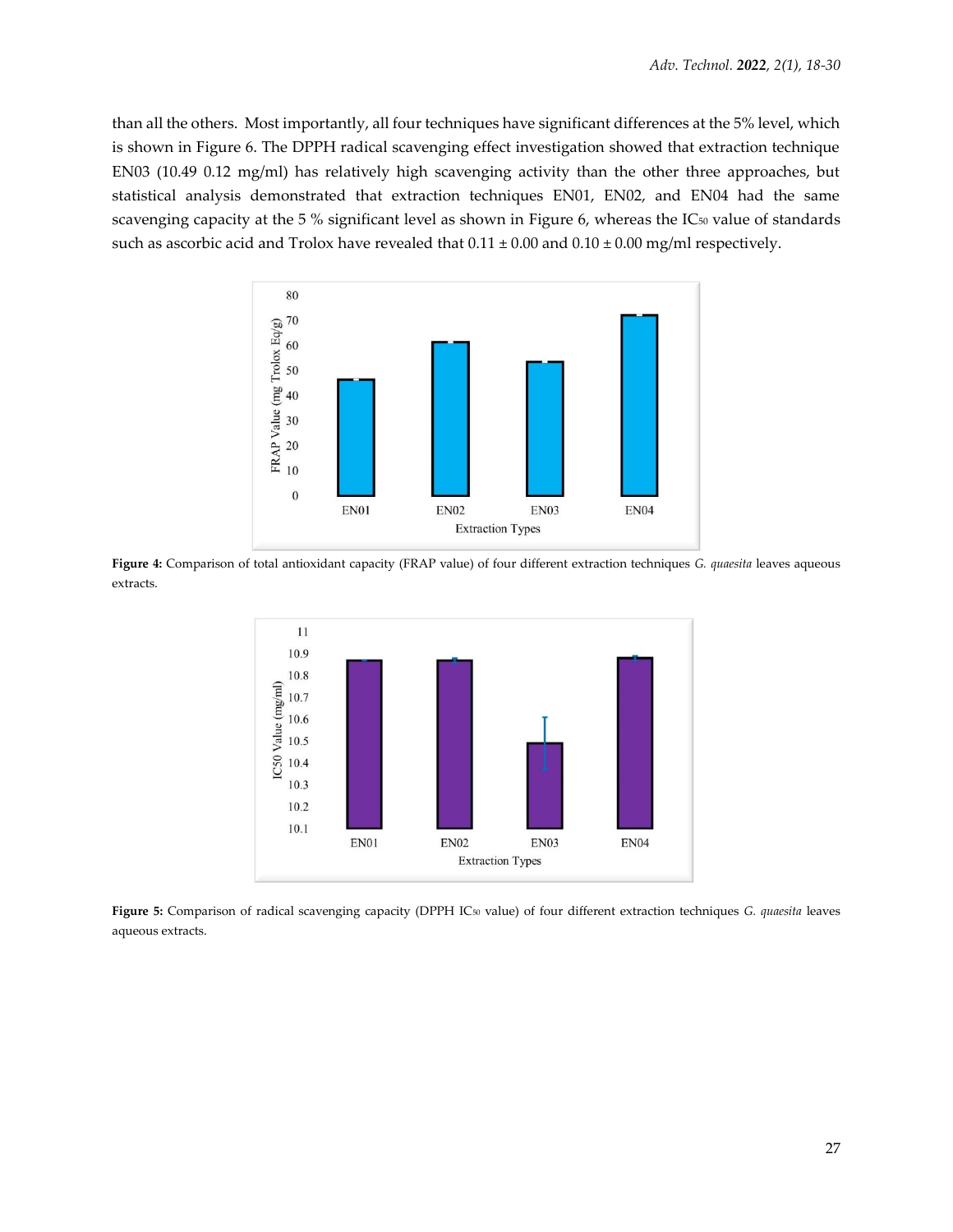than all the others. Most importantly, all four techniques have significant differences at the 5% level, which is shown in Figure 6. The DPPH radical scavenging effect investigation showed that extraction technique EN03 (10.49 0.12 mg/ml) has relatively high scavenging activity than the other three approaches, but statistical analysis demonstrated that extraction techniques EN01, EN02, and EN04 had the same scavenging capacity at the 5 % significant level as shown in Figure 6, whereas the $IC_{50}$ value of standards such as ascorbic acid and Trolox have revealed that 0.11 ± 0.00 and 0.10 ± 0.00 mg/ml respectively.

**Figure 4:** Comparison of total antioxidant capacity (FRAP value) of four different extraction techniques *G. quaesita* leaves aqueous extracts.

**Figure 5:** Comparison of radical scavenging capacity (DPPH $IC_{50}$ value) of four different extraction techniques *G. quaesita* leaves aqueous extracts.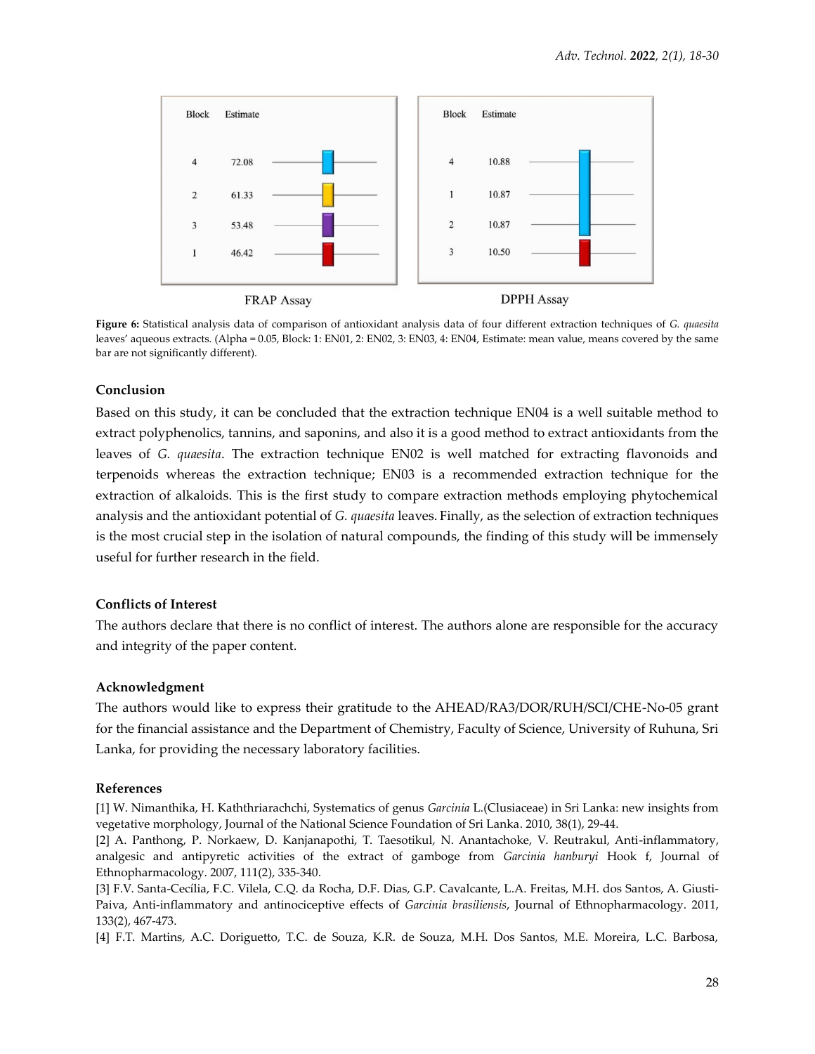| Block | Estimate |
|---|---|
| 4 | 72.08 |
| 2 | 61.33 |
| 3 | 53.48 |
| 1 | 46.42 |

FRAP Assay

| Block | Estimate |
|---|---|
| 4 | 10.88 |
| 1 | 10.87 |
| 2 | 10.87 |
| 3 | 10.50 |

DPPH Assay

**Figure 6:** Statistical analysis data of comparison of antioxidant analysis data of four different extraction techniques of *G. quaesita* leaves' aqueous extracts. (Alpha = 0.05, Block: 1: EN01, 2: EN02, 3: EN03, 4: EN04, Estimate: mean value, means covered by the same bar are not significantly different).

### Conclusion

Based on this study, it can be concluded that the extraction technique EN04 is a well suitable method to extract polyphenolics, tannins, and saponins, and also it is a good method to extract antioxidants from the leaves of *G. quaesita*. The extraction technique EN02 is well matched for extracting flavonoids and terpenoids whereas the extraction technique; EN03 is a recommended extraction technique for the extraction of alkaloids. This is the first study to compare extraction methods employing phytochemical analysis and the antioxidant potential of *G. quaesita* leaves. Finally, as the selection of extraction techniques is the most crucial step in the isolation of natural compounds, the finding of this study will be immensely useful for further research in the field.

### Conflicts of Interest

The authors declare that there is no conflict of interest. The authors alone are responsible for the accuracy and integrity of the paper content.

### Acknowledgment

The authors would like to express their gratitude to the AHEAD/RA3/DOR/RUH/SCI/CHE-No-05 grant for the financial assistance and the Department of Chemistry, Faculty of Science, University of Ruhuna, Sri Lanka, for providing the necessary laboratory facilities.

### References

[1] W. Nimanthika, H. Kaththriarachchi, Systematics of genus *Garcinia* L.(Clusiaceae) in Sri Lanka: new insights from vegetative morphology, Journal of the National Science Foundation of Sri Lanka. 2010, 38(1), 29-44.

[2] A. Panthong, P. Norkaew, D. Kanjanapothi, T. Taesotikul, N. Anantachoke, V. Reutrakul, Anti-inflammatory, analgesic and antipyretic activities of the extract of gamboge from *Garcinia hanburyi* Hook f, Journal of Ethnopharmacology. 2007, 111(2), 335-340.

[3] F.V. Santa-Cecília, F.C. Vilela, C.Q. da Rocha, D.F. Dias, G.P. Cavalcante, L.A. Freitas, M.H. dos Santos, A. Giusti-Paiva, Anti-inflammatory and antinociceptive effects of *Garcinia brasiliensis*, Journal of Ethnopharmacology. 2011, 133(2), 467-473.

[4] F.T. Martins, A.C. Doriguetto, T.C. de Souza, K.R. de Souza, M.H. Dos Santos, M.E. Moreira, L.C. Barbosa,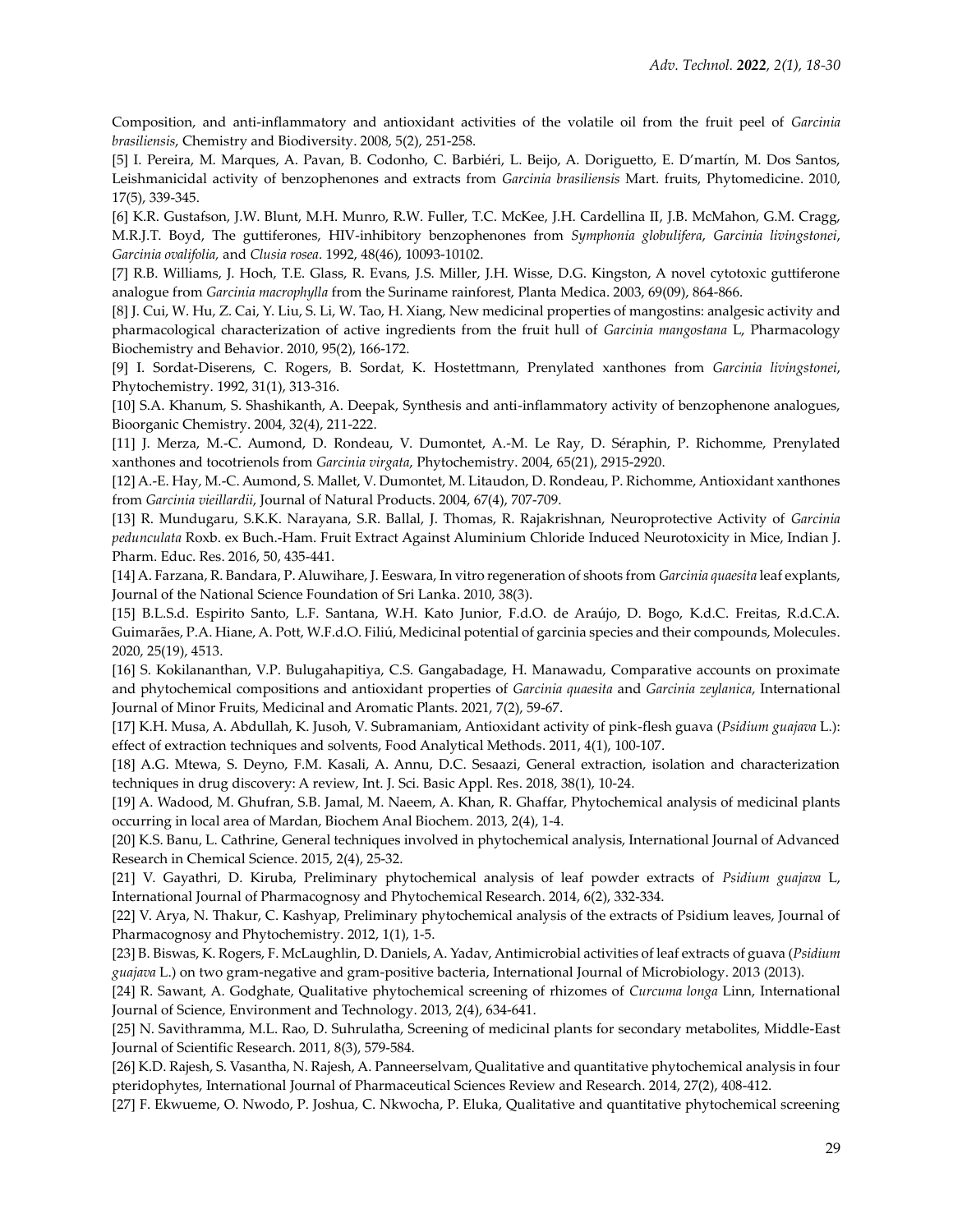Composition, and anti-inflammatory and antioxidant activities of the volatile oil from the fruit peel of *Garcinia brasiliensis*, Chemistry and Biodiversity. 2008, 5(2), 251-258.

[5] I. Pereira, M. Marques, A. Pavan, B. Codonho, C. Barbiéri, L. Beijo, A. Doriguetto, E. D'martín, M. Dos Santos, Leishmanicidal activity of benzophenones and extracts from *Garcinia brasiliensis* Mart. fruits, Phytomedicine. 2010, 17(5), 339-345.

[6] K.R. Gustafson, J.W. Blunt, M.H. Munro, R.W. Fuller, T.C. McKee, J.H. Cardellina II, J.B. McMahon, G.M. Cragg, M.R.J.T. Boyd, The guttiferones, HIV-inhibitory benzophenones from *Symphonia globulifera*, *Garcinia livingstonei*, *Garcinia ovalifolia,* and *Clusia rosea*. 1992, 48(46), 10093-10102.

[7] R.B. Williams, J. Hoch, T.E. Glass, R. Evans, J.S. Miller, J.H. Wisse, D.G. Kingston, A novel cytotoxic guttiferone analogue from *Garcinia macrophylla* from the Suriname rainforest, Planta Medica. 2003, 69(09), 864-866.

[8] J. Cui, W. Hu, Z. Cai, Y. Liu, S. Li, W. Tao, H. Xiang, New medicinal properties of mangostins: analgesic activity and pharmacological characterization of active ingredients from the fruit hull of *Garcinia mangostana* L, Pharmacology Biochemistry and Behavior. 2010, 95(2), 166-172.

[9] I. Sordat-Diserens, C. Rogers, B. Sordat, K. Hostettmann, Prenylated xanthones from *Garcinia livingstonei*, Phytochemistry. 1992, 31(1), 313-316.

[10] S.A. Khanum, S. Shashikanth, A. Deepak, Synthesis and anti-inflammatory activity of benzophenone analogues, Bioorganic Chemistry. 2004, 32(4), 211-222.

[11] J. Merza, M.-C. Aumond, D. Rondeau, V. Dumontet, A.-M. Le Ray, D. Séraphin, P. Richomme, Prenylated xanthones and tocotrienols from *Garcinia virgata*, Phytochemistry. 2004, 65(21), 2915-2920.

[12] A.-E. Hay, M.-C. Aumond, S. Mallet, V. Dumontet, M. Litaudon, D. Rondeau, P. Richomme, Antioxidant xanthones from *Garcinia vieillardii*, Journal of Natural Products. 2004, 67(4), 707-709.

[13] R. Mundugaru, S.K.K. Narayana, S.R. Ballal, J. Thomas, R. Rajakrishnan, Neuroprotective Activity of *Garcinia pedunculata* Roxb. ex Buch.-Ham. Fruit Extract Against Aluminium Chloride Induced Neurotoxicity in Mice, Indian J. Pharm. Educ. Res. 2016, 50, 435-441.

[14] A. Farzana, R. Bandara, P. Aluwihare, J. Eeswara, In vitro regeneration of shoots from *Garcinia quaesita* leaf explants, Journal of the National Science Foundation of Sri Lanka. 2010, 38(3).

[15] B.L.S.d. Espirito Santo, L.F. Santana, W.H. Kato Junior, F.d.O. de Araújo, D. Bogo, K.d.C. Freitas, R.d.C.A. Guimarães, P.A. Hiane, A. Pott, W.F.d.O. Filiú, Medicinal potential of garcinia species and their compounds, Molecules. 2020, 25(19), 4513.

[16] S. Kokilananthan, V.P. Bulugahapitiya, C.S. Gangabadage, H. Manawadu, Comparative accounts on proximate and phytochemical compositions and antioxidant properties of *Garcinia quaesita* and *Garcinia zeylanica*, International Journal of Minor Fruits, Medicinal and Aromatic Plants. 2021, 7(2), 59-67.

[17] K.H. Musa, A. Abdullah, K. Jusoh, V. Subramaniam, Antioxidant activity of pink-flesh guava (*Psidium guajava* L.): effect of extraction techniques and solvents, Food Analytical Methods. 2011, 4(1), 100-107.

[18] A.G. Mtewa, S. Deyno, F.M. Kasali, A. Annu, D.C. Sesaazi, General extraction, isolation and characterization techniques in drug discovery: A review, Int. J. Sci. Basic Appl. Res. 2018, 38(1), 10-24.

[19] A. Wadood, M. Ghufran, S.B. Jamal, M. Naeem, A. Khan, R. Ghaffar, Phytochemical analysis of medicinal plants occurring in local area of Mardan, Biochem Anal Biochem. 2013, 2(4), 1-4.

[20] K.S. Banu, L. Cathrine, General techniques involved in phytochemical analysis, International Journal of Advanced Research in Chemical Science. 2015, 2(4), 25-32.

[21] V. Gayathri, D. Kiruba, Preliminary phytochemical analysis of leaf powder extracts of *Psidium guajava* L, International Journal of Pharmacognosy and Phytochemical Research. 2014, 6(2), 332-334.

[22] V. Arya, N. Thakur, C. Kashyap, Preliminary phytochemical analysis of the extracts of Psidium leaves, Journal of Pharmacognosy and Phytochemistry. 2012, 1(1), 1-5.

[23] B. Biswas, K. Rogers, F. McLaughlin, D. Daniels, A. Yadav, Antimicrobial activities of leaf extracts of guava (*Psidium guajava* L.) on two gram-negative and gram-positive bacteria, International Journal of Microbiology. 2013 (2013).

[24] R. Sawant, A. Godghate, Qualitative phytochemical screening of rhizomes of *Curcuma longa* Linn, International Journal of Science, Environment and Technology. 2013, 2(4), 634-641.

[25] N. Savithramma, M.L. Rao, D. Suhrulatha, Screening of medicinal plants for secondary metabolites, Middle-East Journal of Scientific Research. 2011, 8(3), 579-584.

[26] K.D. Rajesh, S. Vasantha, N. Rajesh, A. Panneerselvam, Qualitative and quantitative phytochemical analysis in four pteridophytes, International Journal of Pharmaceutical Sciences Review and Research. 2014, 27(2), 408-412.

[27] F. Ekwueme, O. Nwodo, P. Joshua, C. Nkwocha, P. Eluka, Qualitative and quantitative phytochemical screening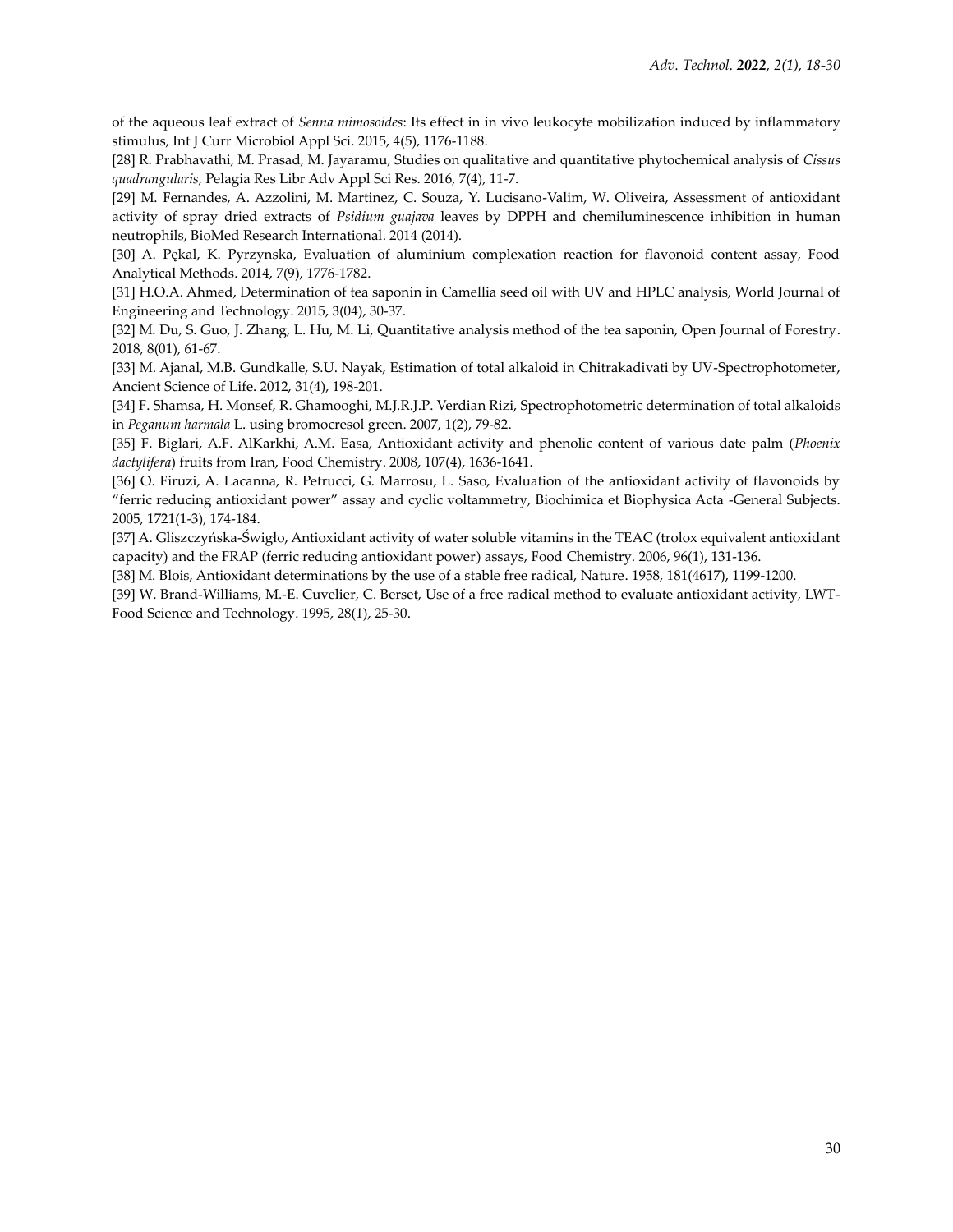of the aqueous leaf extract of *Senna mimosoides*: Its effect in in vivo leukocyte mobilization induced by inflammatory stimulus, Int J Curr Microbiol Appl Sci. 2015, 4(5), 1176-1188.

[28] R. Prabhavathi, M. Prasad, M. Jayaramu, Studies on qualitative and quantitative phytochemical analysis of *Cissus quadrangularis*, Pelagia Res Libr Adv Appl Sci Res. 2016, 7(4), 11-7.

[29] M. Fernandes, A. Azzolini, M. Martinez, C. Souza, Y. Lucisano-Valim, W. Oliveira, Assessment of antioxidant activity of spray dried extracts of *Psidium guajava* leaves by DPPH and chemiluminescence inhibition in human neutrophils, BioMed Research International. 2014 (2014).

[30] A. Pękal, K. Pyrzynska, Evaluation of aluminium complexation reaction for flavonoid content assay, Food Analytical Methods. 2014, 7(9), 1776-1782.

[31] H.O.A. Ahmed, Determination of tea saponin in Camellia seed oil with UV and HPLC analysis, World Journal of Engineering and Technology. 2015, 3(04), 30-37.

[32] M. Du, S. Guo, J. Zhang, L. Hu, M. Li, Quantitative analysis method of the tea saponin, Open Journal of Forestry. 2018, 8(01), 61-67.

[33] M. Ajanal, M.B. Gundkalle, S.U. Nayak, Estimation of total alkaloid in Chitrakadivati by UV-Spectrophotometer, Ancient Science of Life. 2012, 31(4), 198-201.

[34] F. Shamsa, H. Monsef, R. Ghamooghi, M.J.R.J.P. Verdian Rizi, Spectrophotometric determination of total alkaloids in *Peganum harmala* L. using bromocresol green. 2007, 1(2), 79-82.

[35] F. Biglari, A.F. AlKarkhi, A.M. Easa, Antioxidant activity and phenolic content of various date palm (*Phoenix dactylifera*) fruits from Iran, Food Chemistry. 2008, 107(4), 1636-1641.

[36] O. Firuzi, A. Lacanna, R. Petrucci, G. Marrosu, L. Saso, Evaluation of the antioxidant activity of flavonoids by "ferric reducing antioxidant power" assay and cyclic voltammetry, Biochimica et Biophysica Acta -General Subjects. 2005, 1721(1-3), 174-184.

[37] A. Gliszczyńska-Świgło, Antioxidant activity of water soluble vitamins in the TEAC (trolox equivalent antioxidant capacity) and the FRAP (ferric reducing antioxidant power) assays, Food Chemistry. 2006, 96(1), 131-136.

[38] M. Blois, Antioxidant determinations by the use of a stable free radical, Nature. 1958, 181(4617), 1199-1200.

[39] W. Brand-Williams, M.-E. Cuvelier, C. Berset, Use of a free radical method to evaluate antioxidant activity, LWT-Food Science and Technology. 1995, 28(1), 25-30.